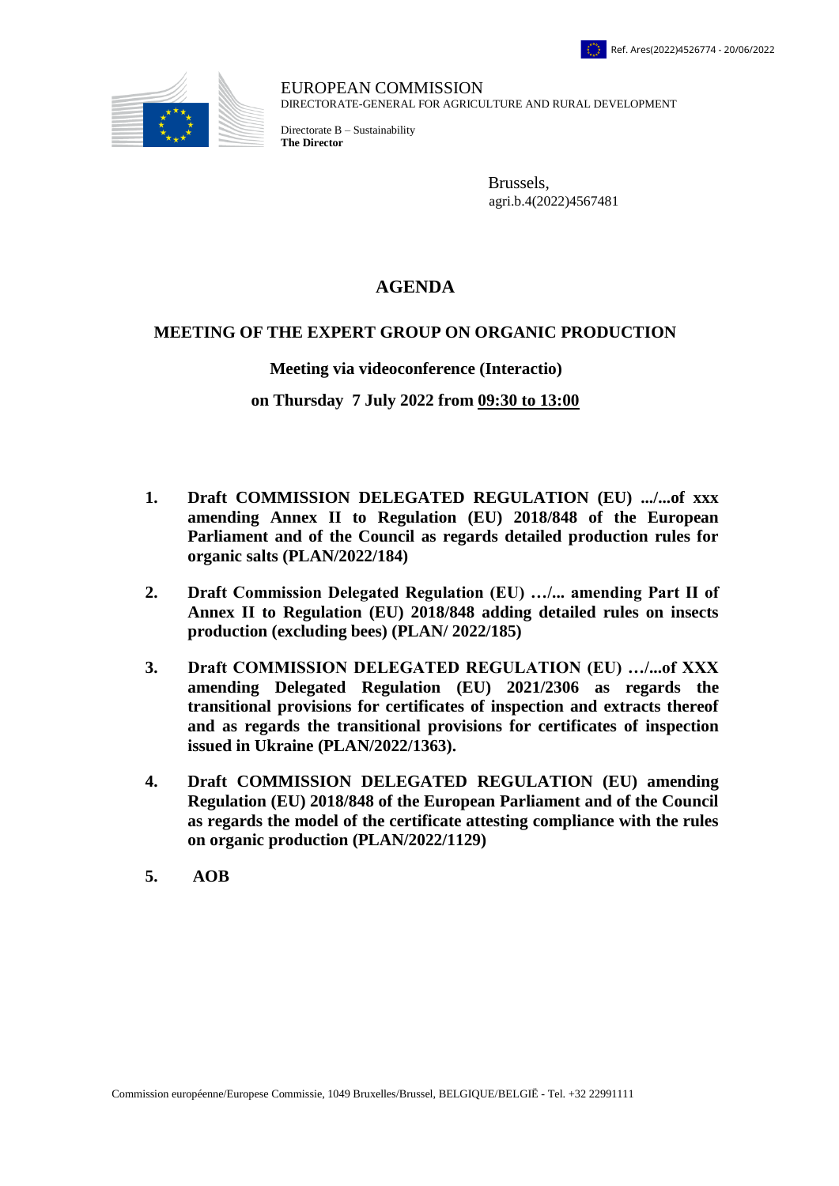Ref. Ares(2022)4526774 - 20/06/2022

EUROPEAN COMMISSION
DIRECTORATE-GENERAL FOR AGRICULTURE AND RURAL DEVELOPMENT

Directorate B – Sustainability
**The Director**

Brussels,
agri.b.4(2022)4567481

# AGENDA

## MEETING OF THE EXPERT GROUP ON ORGANIC PRODUCTION

**Meeting via videoconference (Interactio)**

**on Thursday 7 July 2022 from <u>09:30 to 13:00</u>**

1. **Draft COMMISSION DELEGATED REGULATION (EU) .../...of xxx amending Annex II to Regulation (EU) 2018/848 of the European Parliament and of the Council as regards detailed production rules for organic salts (PLAN/2022/184)**

2. **Draft Commission Delegated Regulation (EU) …/... amending Part II of Annex II to Regulation (EU) 2018/848 adding detailed rules on insects production (excluding bees) (PLAN/ 2022/185)**

3. **Draft COMMISSION DELEGATED REGULATION (EU) …/...of XXX amending Delegated Regulation (EU) 2021/2306 as regards the transitional provisions for certificates of inspection and extracts thereof and as regards the transitional provisions for certificates of inspection issued in Ukraine (PLAN/2022/1363).**

4. **Draft COMMISSION DELEGATED REGULATION (EU) amending Regulation (EU) 2018/848 of the European Parliament and of the Council as regards the model of the certificate attesting compliance with the rules on organic production (PLAN/2022/1129)**

5. **AOB**

Commission européenne/Europese Commissie, 1049 Bruxelles/Brussel, BELGIQUE/BELGIË - Tel. +32 22991111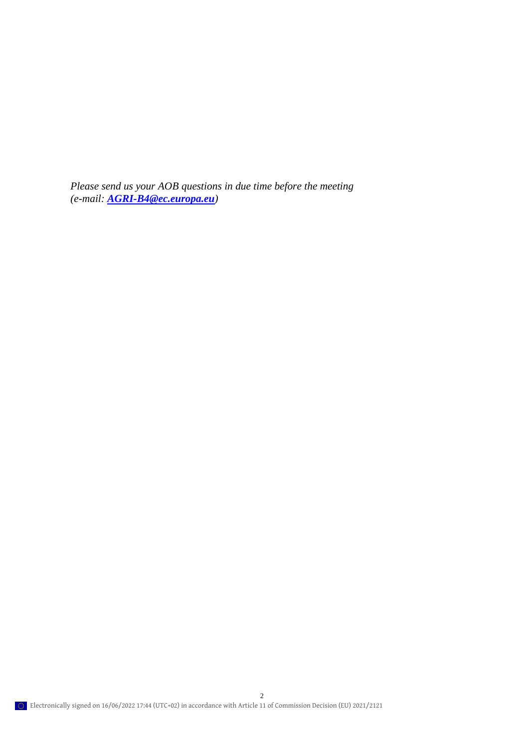*Please send us your AOB questions in due time before the meeting (e-mail: **AGRI-B4@ec.europa.eu**)*

Electronically signed on 16/06/2022 17:44 (UTC+02) in accordance with Article 11 of Commission Decision (EU) 2021/2121